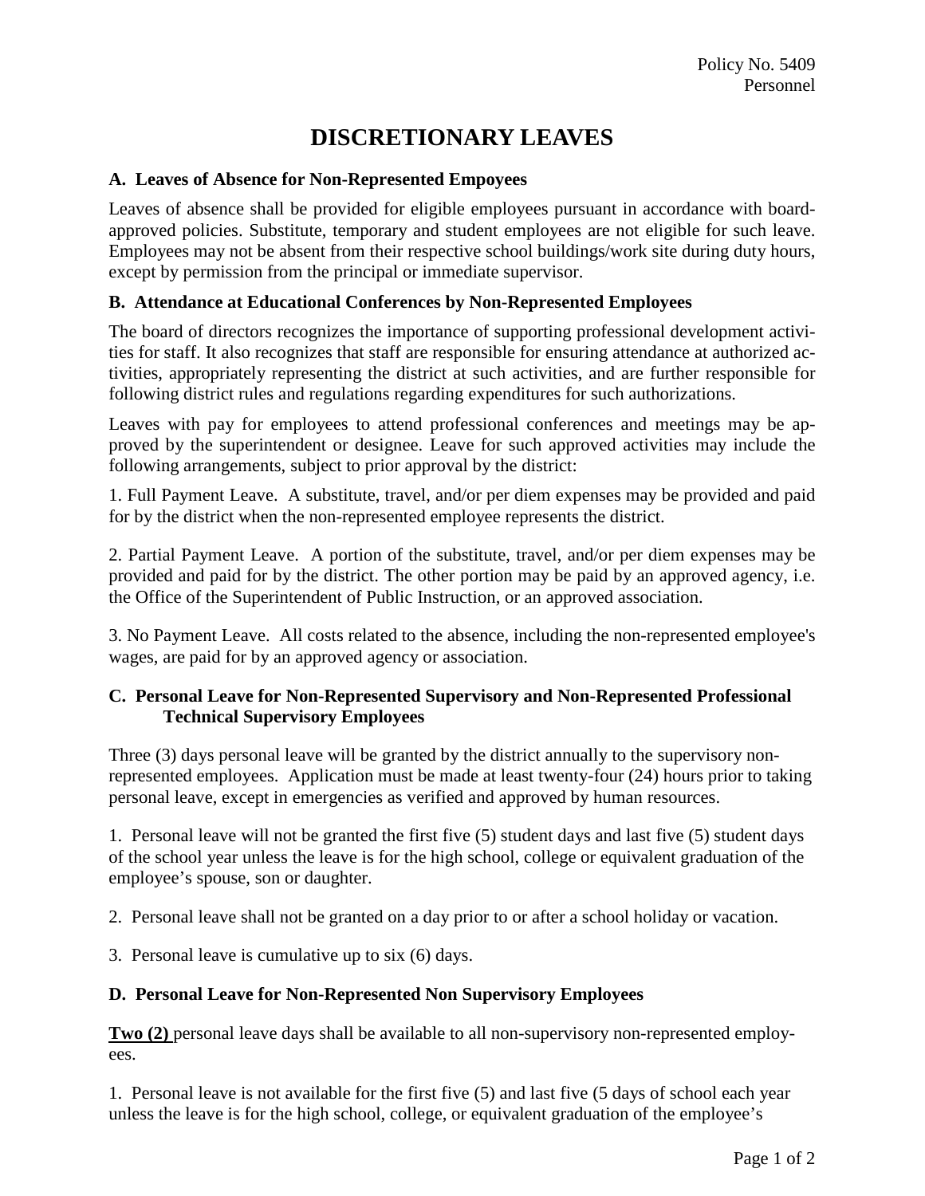Policy No. 5409
Personnel

# DISCRETIONARY LEAVES

### A. Leaves of Absence for Non-Represented Empoyees

Leaves of absence shall be provided for eligible employees pursuant in accordance with board-approved policies. Substitute, temporary and student employees are not eligible for such leave. Employees may not be absent from their respective school buildings/work site during duty hours, except by permission from the principal or immediate supervisor.

### B. Attendance at Educational Conferences by Non-Represented Employees

The board of directors recognizes the importance of supporting professional development activities for staff. It also recognizes that staff are responsible for ensuring attendance at authorized activities, appropriately representing the district at such activities, and are further responsible for following district rules and regulations regarding expenditures for such authorizations.

Leaves with pay for employees to attend professional conferences and meetings may be approved by the superintendent or designee. Leave for such approved activities may include the following arrangements, subject to prior approval by the district:

1. Full Payment Leave. A substitute, travel, and/or per diem expenses may be provided and paid for by the district when the non-represented employee represents the district.

2. Partial Payment Leave. A portion of the substitute, travel, and/or per diem expenses may be provided and paid for by the district. The other portion may be paid by an approved agency, i.e. the Office of the Superintendent of Public Instruction, or an approved association.

3. No Payment Leave. All costs related to the absence, including the non-represented employee's wages, are paid for by an approved agency or association.

### C. Personal Leave for Non-Represented Supervisory and Non-Represented Professional Technical Supervisory Employees

Three (3) days personal leave will be granted by the district annually to the supervisory non-represented employees. Application must be made at least twenty-four (24) hours prior to taking personal leave, except in emergencies as verified and approved by human resources.

1. Personal leave will not be granted the first five (5) student days and last five (5) student days of the school year unless the leave is for the high school, college or equivalent graduation of the employee's spouse, son or daughter.

2. Personal leave shall not be granted on a day prior to or after a school holiday or vacation.

3. Personal leave is cumulative up to six (6) days.

### D. Personal Leave for Non-Represented Non Supervisory Employees

**Two (2)** personal leave days shall be available to all non-supervisory non-represented employees.

1. Personal leave is not available for the first five (5) and last five (5 days of school each year unless the leave is for the high school, college, or equivalent graduation of the employee's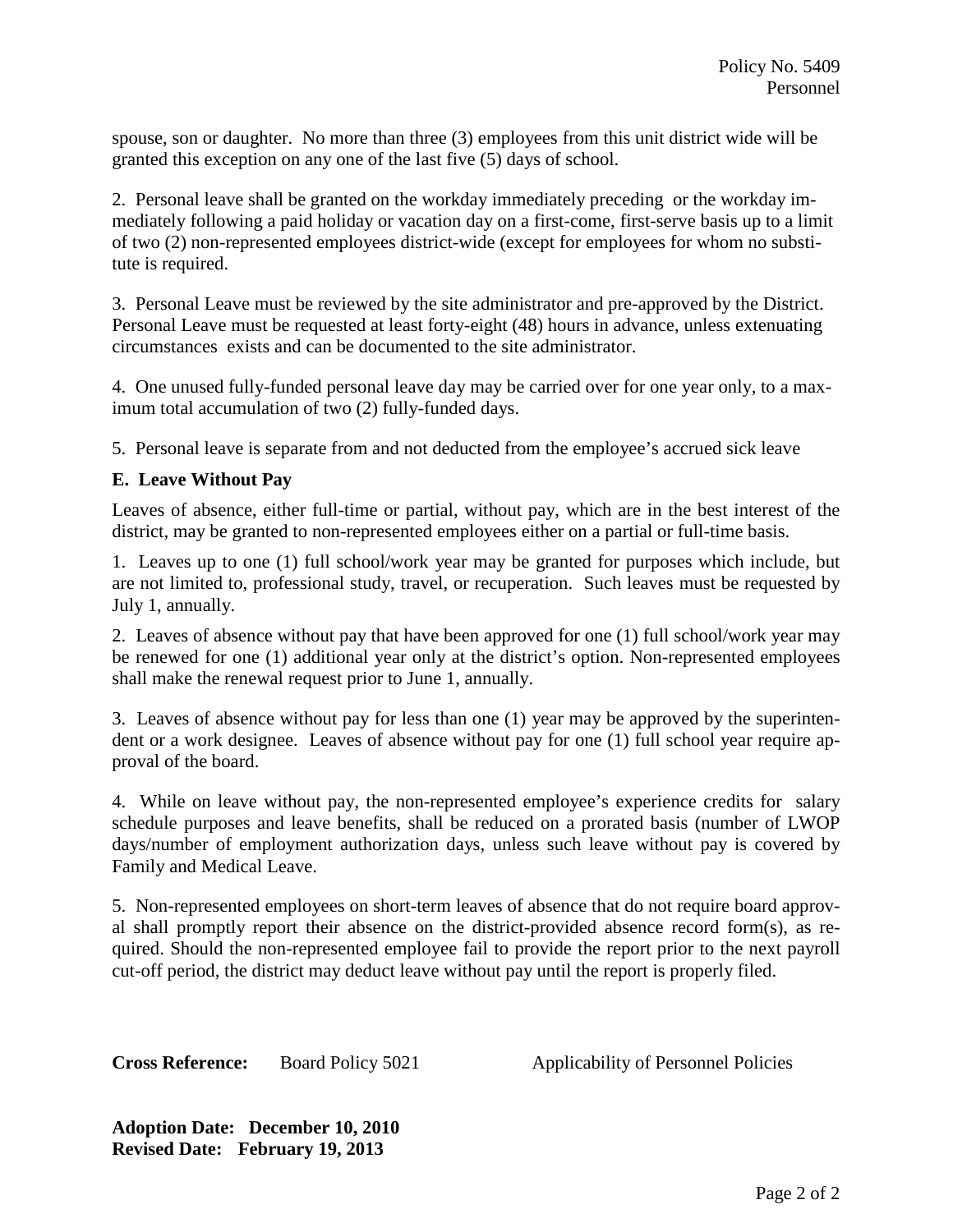spouse, son or daughter. No more than three (3) employees from this unit district wide will be granted this exception on any one of the last five (5) days of school.

2. Personal leave shall be granted on the workday immediately preceding or the workday immediately following a paid holiday or vacation day on a first-come, first-serve basis up to a limit of two (2) non-represented employees district-wide (except for employees for whom no substitute is required.

3. Personal Leave must be reviewed by the site administrator and pre-approved by the District. Personal Leave must be requested at least forty-eight (48) hours in advance, unless extenuating circumstances exists and can be documented to the site administrator.

4. One unused fully-funded personal leave day may be carried over for one year only, to a maximum total accumulation of two (2) fully-funded days.

5. Personal leave is separate from and not deducted from the employee's accrued sick leave

**E. Leave Without Pay**

Leaves of absence, either full-time or partial, without pay, which are in the best interest of the district, may be granted to non-represented employees either on a partial or full-time basis.

1. Leaves up to one (1) full school/work year may be granted for purposes which include, but are not limited to, professional study, travel, or recuperation. Such leaves must be requested by July 1, annually.

2. Leaves of absence without pay that have been approved for one (1) full school/work year may be renewed for one (1) additional year only at the district's option. Non-represented employees shall make the renewal request prior to June 1, annually.

3. Leaves of absence without pay for less than one (1) year may be approved by the superintendent or a work designee. Leaves of absence without pay for one (1) full school year require approval of the board.

4. While on leave without pay, the non-represented employee's experience credits for salary schedule purposes and leave benefits, shall be reduced on a prorated basis (number of LWOP days/number of employment authorization days, unless such leave without pay is covered by Family and Medical Leave.

5. Non-represented employees on short-term leaves of absence that do not require board approval shall promptly report their absence on the district-provided absence record form(s), as required. Should the non-represented employee fail to provide the report prior to the next payroll cut-off period, the district may deduct leave without pay until the report is properly filed.

**Cross Reference:** Board Policy 5021 Applicability of Personnel Policies

**Adoption Date: December 10, 2010**
**Revised Date: February 19, 2013**